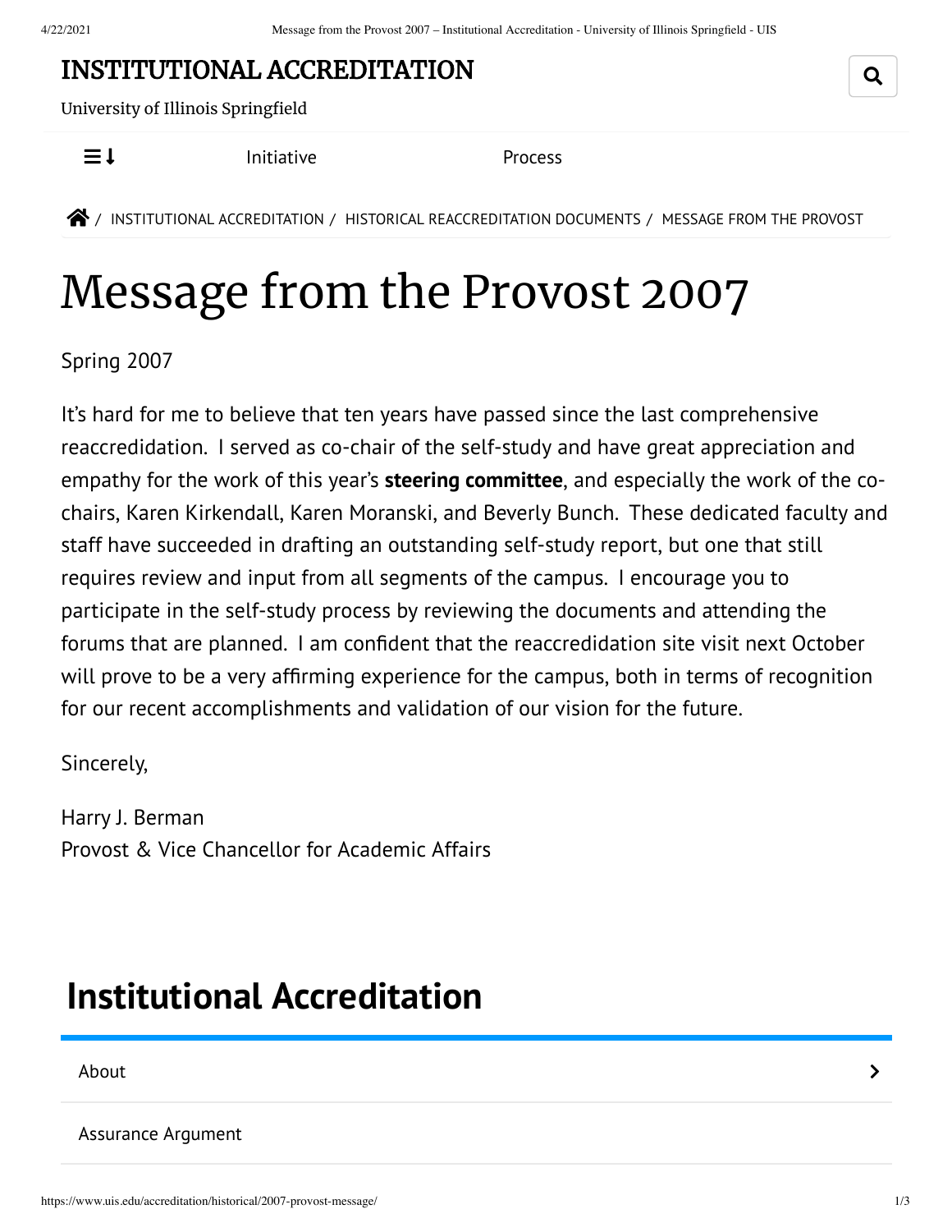# INSTITUTIONAL ACCREDITATION

University of Illinois Springfield

Initiative    Process

INSTITUTIONAL ACCREDITATION / HISTORICAL REACCREDITATION DOCUMENTS / MESSAGE FROM THE PROVOST

# Message from the Provost 2007

Spring 2007

It's hard for me to believe that ten years have passed since the last comprehensive reaccredidation. I served as co-chair of the self-study and have great appreciation and empathy for the work of this year's **steering committee**, and especially the work of the co-chairs, Karen Kirkendall, Karen Moranski, and Beverly Bunch. These dedicated faculty and staff have succeeded in drafting an outstanding self-study report, but one that still requires review and input from all segments of the campus. I encourage you to participate in the self-study process by reviewing the documents and attending the forums that are planned. I am confident that the reaccredidation site visit next October will prove to be a very affirming experience for the campus, both in terms of recognition for our recent accomplishments and validation of our vision for the future.

Sincerely,

Harry J. Berman
Provost & Vice Chancellor for Academic Affairs

## Institutional Accreditation

- About
- Assurance Argument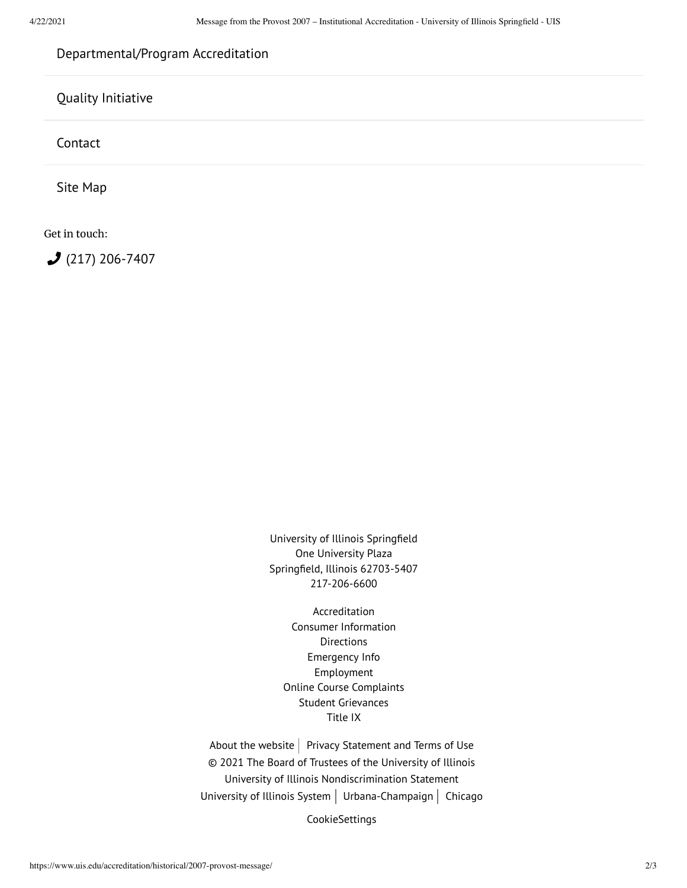Departmental/Program Accreditation

Quality Initiative

Contact

Site Map

Get in touch:

(217) 206-7407

University of Illinois Springfield
One University Plaza
Springfield, Illinois 62703-5407
217-206-6600

Accreditation
Consumer Information
Directions
Emergency Info
Employment
Online Course Complaints
Student Grievances
Title IX

About the website | Privacy Statement and Terms of Use
© 2021 The Board of Trustees of the University of Illinois
University of Illinois Nondiscrimination Statement
University of Illinois System | Urbana-Champaign | Chicago

CookieSettings